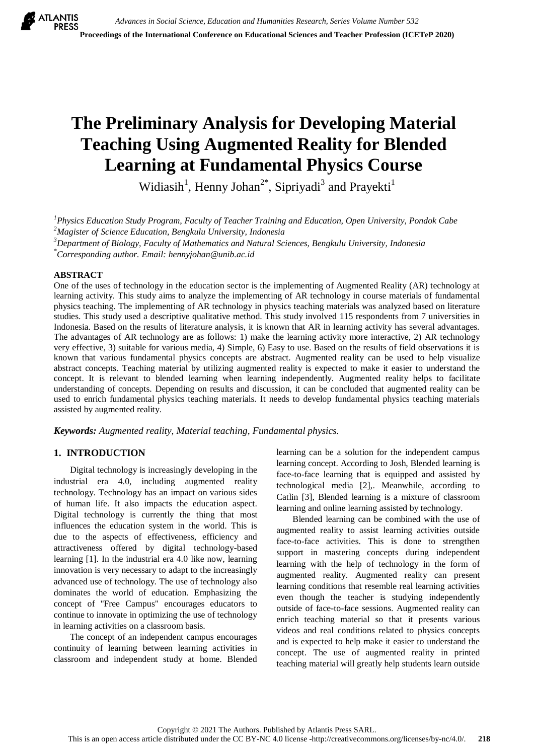# The Preliminary Analysis for Developing Material Teaching Using Augmented Reality for Blended Learning at Fundamental Physics Course

Widiasih[1], Henny Johan[2*], Sipriyadi[3] and Prayekti[1]

[1]*Physics Education Study Program, Faculty of Teacher Training and Education, Open University, Pondok Cabe*
[2]*Magister of Science Education, Bengkulu University, Indonesia*
[3]*Department of Biology, Faculty of Mathematics and Natural Sciences, Bengkulu University, Indonesia*
[*]*Corresponding author. Email: hennyjohan@unib.ac.id*

## ABSTRACT

One of the uses of technology in the education sector is the implementing of Augmented Reality (AR) technology at learning activity. This study aims to analyze the implementing of AR technology in course materials of fundamental physics teaching. The implementing of AR technology in physics teaching materials was analyzed based on literature studies. This study used a descriptive qualitative method. This study involved 115 respondents from 7 universities in Indonesia. Based on the results of literature analysis, it is known that AR in learning activity has several advantages. The advantages of AR technology are as follows: 1) make the learning activity more interactive, 2) AR technology very effective, 3) suitable for various media, 4) Simple, 6) Easy to use. Based on the results of field observations it is known that various fundamental physics concepts are abstract. Augmented reality can be used to help visualize abstract concepts. Teaching material by utilizing augmented reality is expected to make it easier to understand the concept. It is relevant to blended learning when learning independently. Augmented reality helps to facilitate understanding of concepts. Depending on results and discussion, it can be concluded that augmented reality can be used to enrich fundamental physics teaching materials. It needs to develop fundamental physics teaching materials assisted by augmented reality.

***Keywords:*** *Augmented reality, Material teaching, Fundamental physics.*

## 1. INTRODUCTION

Digital technology is increasingly developing in the industrial era 4.0, including augmented reality technology. Technology has an impact on various sides of human life. It also impacts the education aspect. Digital technology is currently the thing that most influences the education system in the world. This is due to the aspects of effectiveness, efficiency and attractiveness offered by digital technology-based learning [1]. In the industrial era 4.0 like now, learning innovation is very necessary to adapt to the increasingly advanced use of technology. The use of technology also dominates the world of education. Emphasizing the concept of "Free Campus" encourages educators to continue to innovate in optimizing the use of technology in learning activities on a classroom basis.

The concept of an independent campus encourages continuity of learning between learning activities in classroom and independent study at home. Blended learning can be a solution for the independent campus learning concept. According to Josh, Blended learning is face-to-face learning that is equipped and assisted by technological media [2],. Meanwhile, according to Catlin [3], Blended learning is a mixture of classroom learning and online learning assisted by technology.

Blended learning can be combined with the use of augmented reality to assist learning activities outside face-to-face activities. This is done to strengthen support in mastering concepts during independent learning with the help of technology in the form of augmented reality. Augmented reality can present learning conditions that resemble real learning activities even though the teacher is studying independently outside of face-to-face sessions. Augmented reality can enrich teaching material so that it presents various videos and real conditions related to physics concepts and is expected to help make it easier to understand the concept. The use of augmented reality in printed teaching material will greatly help students learn outside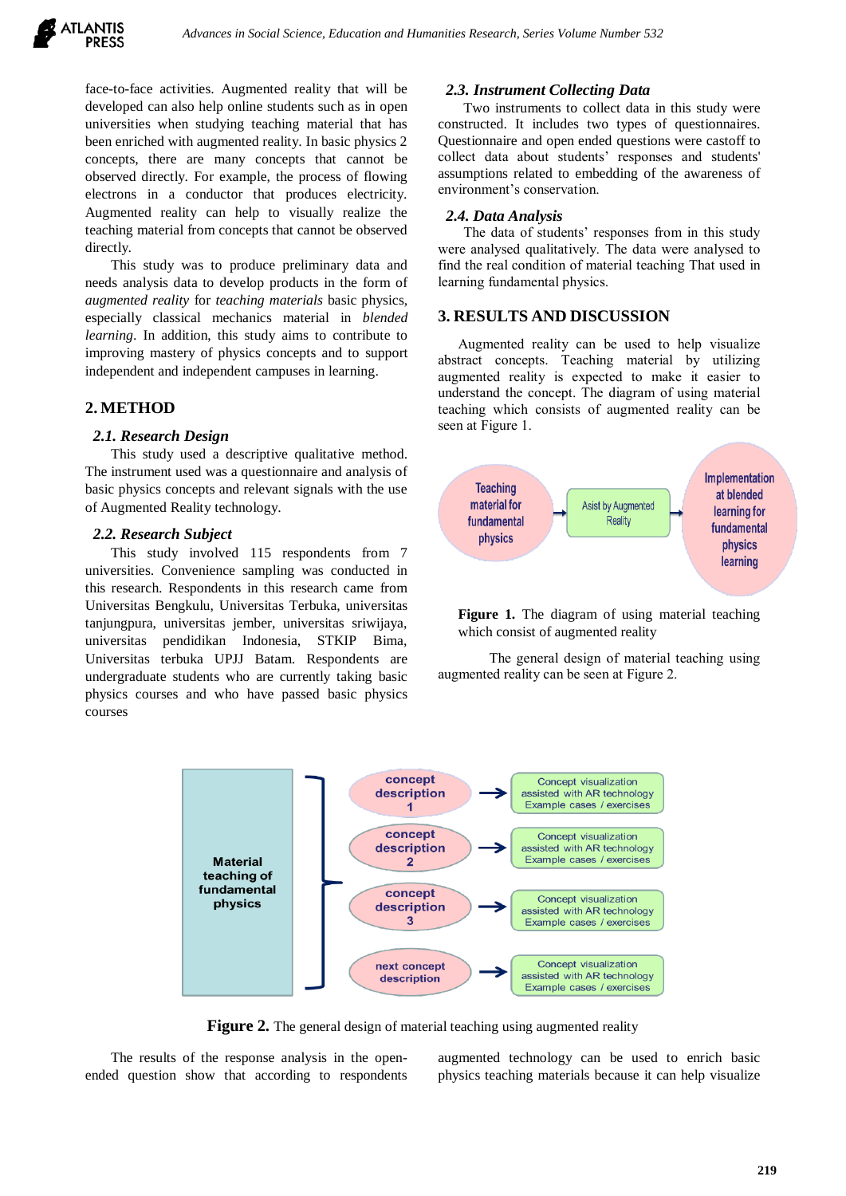face-to-face activities. Augmented reality that will be developed can also help online students such as in open universities when studying teaching material that has been enriched with augmented reality. In basic physics 2 concepts, there are many concepts that cannot be observed directly. For example, the process of flowing electrons in a conductor that produces electricity. Augmented reality can help to visually realize the teaching material from concepts that cannot be observed directly.

This study was to produce preliminary data and needs analysis data to develop products in the form of *augmented reality* for *teaching materials* basic physics, especially classical mechanics material in *blended learning*. In addition, this study aims to contribute to improving mastery of physics concepts and to support independent and independent campuses in learning.

## 2. METHOD

### 2.1. Research Design

This study used a descriptive qualitative method. The instrument used was a questionnaire and analysis of basic physics concepts and relevant signals with the use of Augmented Reality technology.

### 2.2. Research Subject

This study involved 115 respondents from 7 universities. Convenience sampling was conducted in this research. Respondents in this research came from Universitas Bengkulu, Universitas Terbuka, universitas tanjungpura, universitas jember, universitas sriwijaya, universitas pendidikan Indonesia, STKIP Bima, Universitas terbuka UPJJ Batam. Respondents are undergraduate students who are currently taking basic physics courses and who have passed basic physics courses

### 2.3. Instrument Collecting Data

Two instruments to collect data in this study were constructed. It includes two types of questionnaires. Questionnaire and open ended questions were castoff to collect data about students' responses and students' assumptions related to embedding of the awareness of environment's conservation.

### 2.4. Data Analysis

The data of students' responses from in this study were analysed qualitatively. The data were analysed to find the real condition of material teaching That used in learning fundamental physics.

## 3. RESULTS AND DISCUSSION

Augmented reality can be used to help visualize abstract concepts. Teaching material by utilizing augmented reality is expected to make it easier to understand the concept. The diagram of using material teaching which consists of augmented reality can be seen at Figure 1.

Teaching material for fundamental physics → Asist by Augmented Reality → Implementation at blended learning for fundamental physics learning

**Figure 1.** The diagram of using material teaching which consist of augmented reality

The general design of material teaching using augmented reality can be seen at Figure 2.

| Material teaching of fundamental physics | | |
|---|---|---|
| | concept description 1 | Concept visualization assisted with AR technology Example cases / exercises |
| | concept description 2 | Concept visualization assisted with AR technology Example cases / exercises |
| | concept description 3 | Concept visualization assisted with AR technology Example cases / exercises |
| | next concept description | Concept visualization assisted with AR technology Example cases / exercises |

**Figure 2.** The general design of material teaching using augmented reality

The results of the response analysis in the open-ended question show that according to respondents augmented technology can be used to enrich basic physics teaching materials because it can help visualize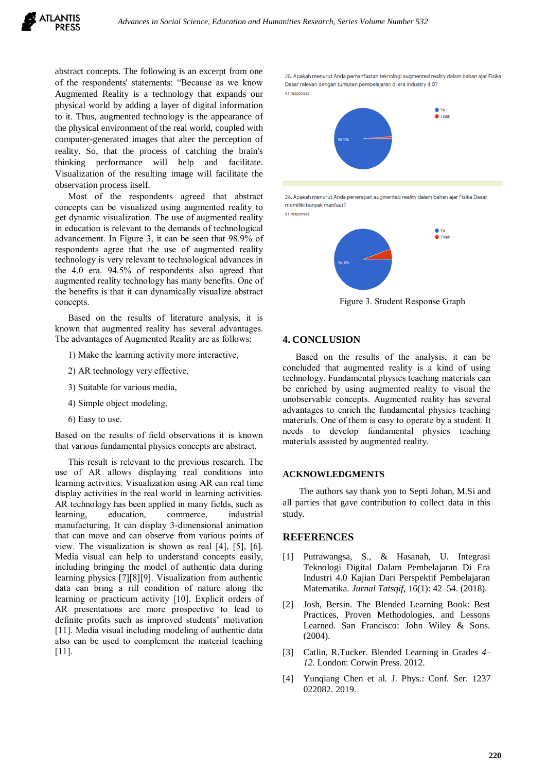abstract concepts. The following is an excerpt from one of the respondents' statements: "Because as we know Augmented Reality is a technology that expands our physical world by adding a layer of digital information to it. Thus, augmented technology is the appearance of the physical environment of the real world, coupled with computer-generated images that alter the perception of reality. So, that the process of catching the brain's thinking performance will help and facilitate. Visualization of the resulting image will facilitate the observation process itself.

Most of the respondents agreed that abstract concepts can be visualized using augmented reality to get dynamic visualization. The use of augmented reality in education is relevant to the demands of technological advancement. In Figure 3, it can be seen that 98.9% of respondents agree that the use of augmented reality technology is very relevant to technological advances in the 4.0 era. 94.5% of respondents also agreed that augmented reality technology has many benefits. One of the benefits is that it can dynamically visualize abstract concepts.

Based on the results of literature analysis, it is known that augmented reality has several advantages. The advantages of Augmented Reality are as follows:

1) Make the learning activity more interactive,

2) AR technology very effective,

3) Suitable for various media,

4) Simple object modeling,

6) Easy to use.

Based on the results of field observations it is known that various fundamental physics concepts are abstract.

This result is relevant to the previous research. The use of AR allows displaying real conditions into learning activities. Visualization using AR can real time display activities in the real world in learning activities. AR technology has been applied in many fields, such as learning, education, commerce, industrial manufacturing. It can display 3-dimensional animation that can move and can observe from various points of view. The visualization is shown as real [4], [5], [6]. Media visual can help to understand concepts easily, including bringing the model of authentic data during learning physics [7][8][9]. Visualization from authentic data can bring a rill condition of nature along the learning or practicum activity [10]. Explicit orders of AR presentations are more prospective to lead to definite profits such as improved students' motivation [11]. Media visual including modeling of authentic data also can be used to complement the material teaching [11].

25. Apakah menurut Anda pemanfaatan teknologi augmented reality dalam bahan ajar Fisika Dasar relevan dengan tuntutan pembelajaran di era industry 4.0?
91 responses

Ya: 98.9%
Tidak

26. Apakah menurut Anda penerapan augmented reality dalam bahan ajar Fisika Dasar memiliki banyak manfaat?
91 responses

Ya: 94.5%
Tidak

Figure 3. Student Response Graph

## 4. CONCLUSION

Based on the results of the analysis, it can be concluded that augmented reality is a kind of using technology. Fundamental physics teaching materials can be enriched by using augmented reality to visual the unobservable concepts. Augmented reality has several advantages to enrich the fundamental physics teaching materials. One of them is easy to operate by a student. It needs to develop fundamental physics teaching materials assisted by augmented reality.

## ACKNOWLEDGMENTS

The authors say thank you to Septi Johan, M.Si and all parties that gave contribution to collect data in this study.

## REFERENCES

[1] Putrawangsa, S., & Hasanah, U. Integrasi Teknologi Digital Dalam Pembelajaran Di Era Industri 4.0 Kajian Dari Perspektif Pembelajaran Matematika. *Jurnal Tatsqif*, 16(1): 42–54. (2018).

[2] Josh, Bersin. The Blended Learning Book: Best Practices, Proven Methodologies, and Lessons Learned. San Francisco: John Wiley & Sons. (2004).

[3] Catlin, R.Tucker. Blended Learning in Grades *4–12*. London: Corwin Press. 2012.

[4] Yunqiang Chen et al. J. Phys.: Conf. Ser. 1237 022082. 2019.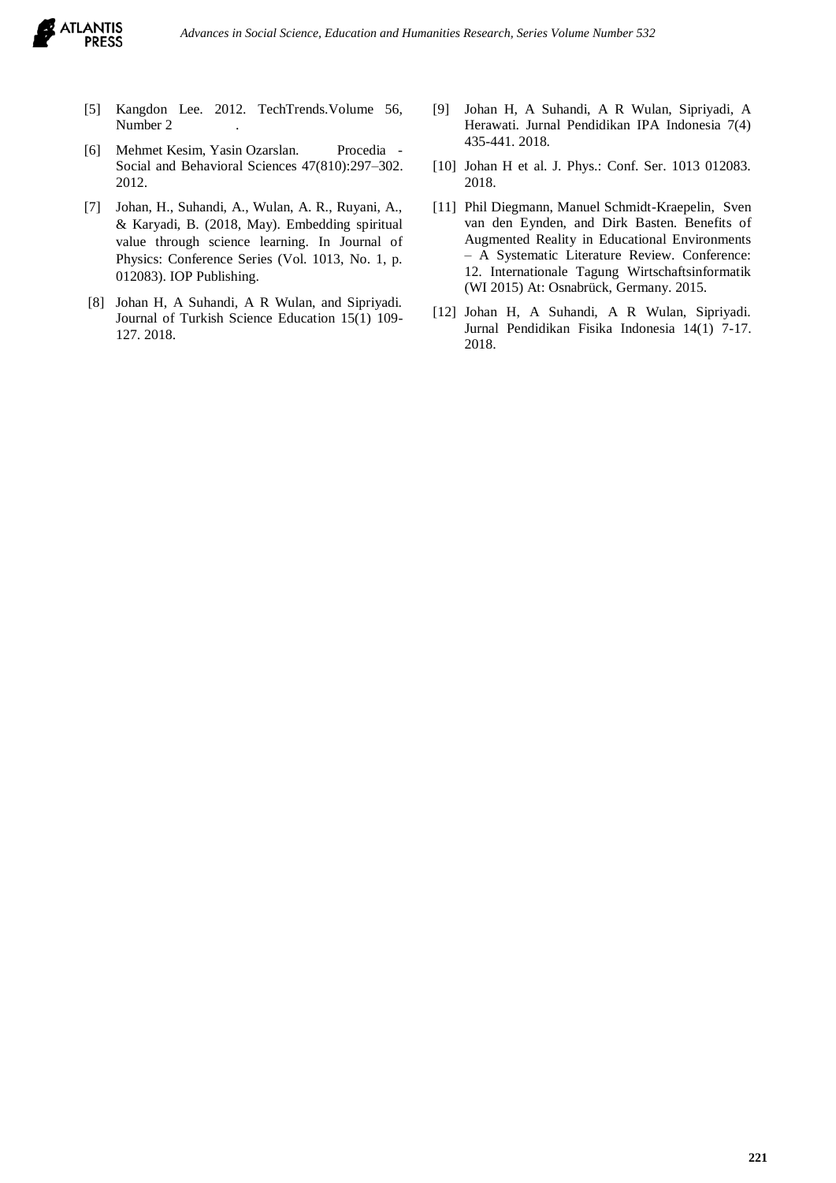[5] Kangdon Lee. 2012. TechTrends.Volume 56, Number 2 .

[6] Mehmet Kesim, Yasin Ozarslan. Procedia - Social and Behavioral Sciences 47(810):297–302. 2012.

[7] Johan, H., Suhandi, A., Wulan, A. R., Ruyani, A., & Karyadi, B. (2018, May). Embedding spiritual value through science learning. In Journal of Physics: Conference Series (Vol. 1013, No. 1, p. 012083). IOP Publishing.

[8] Johan H, A Suhandi, A R Wulan, and Sipriyadi. Journal of Turkish Science Education 15(1) 109-127. 2018.

[9] Johan H, A Suhandi, A R Wulan, Sipriyadi, A Herawati. Jurnal Pendidikan IPA Indonesia 7(4) 435-441. 2018.

[10] Johan H et al. J. Phys.: Conf. Ser. 1013 012083. 2018.

[11] Phil Diegmann, Manuel Schmidt-Kraepelin, Sven van den Eynden, and Dirk Basten. Benefits of Augmented Reality in Educational Environments – A Systematic Literature Review. Conference: 12. Internationale Tagung Wirtschaftsinformatik (WI 2015) At: Osnabrück, Germany. 2015.

[12] Johan H, A Suhandi, A R Wulan, Sipriyadi. Jurnal Pendidikan Fisika Indonesia 14(1) 7-17. 2018.